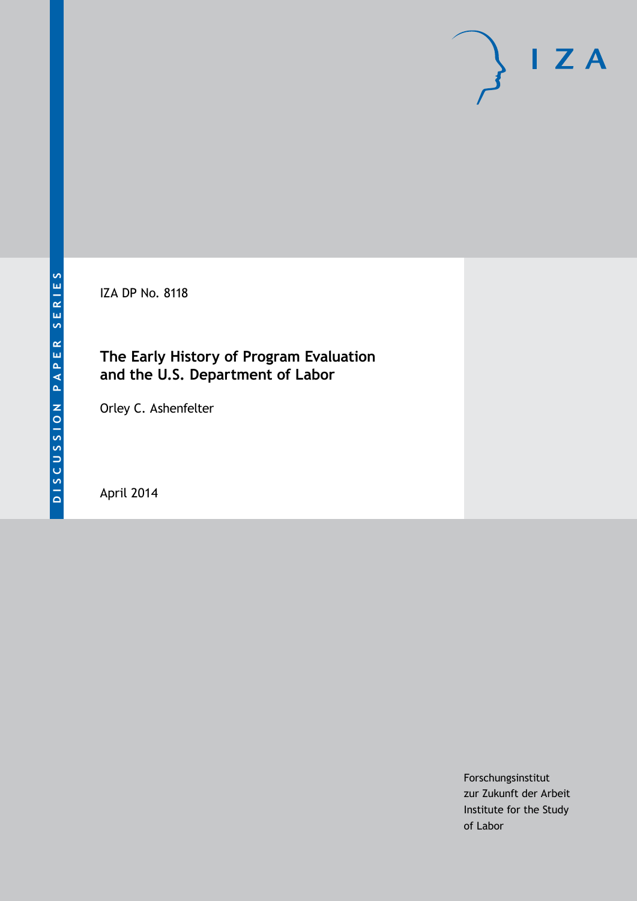DISCUSSION PAPER SERIES

IZA DP No. 8118

# The Early History of Program Evaluation and the U.S. Department of Labor

Orley C. Ashenfelter

April 2014

Forschungsinstitut
zur Zukunft der Arbeit
Institute for the Study
of Labor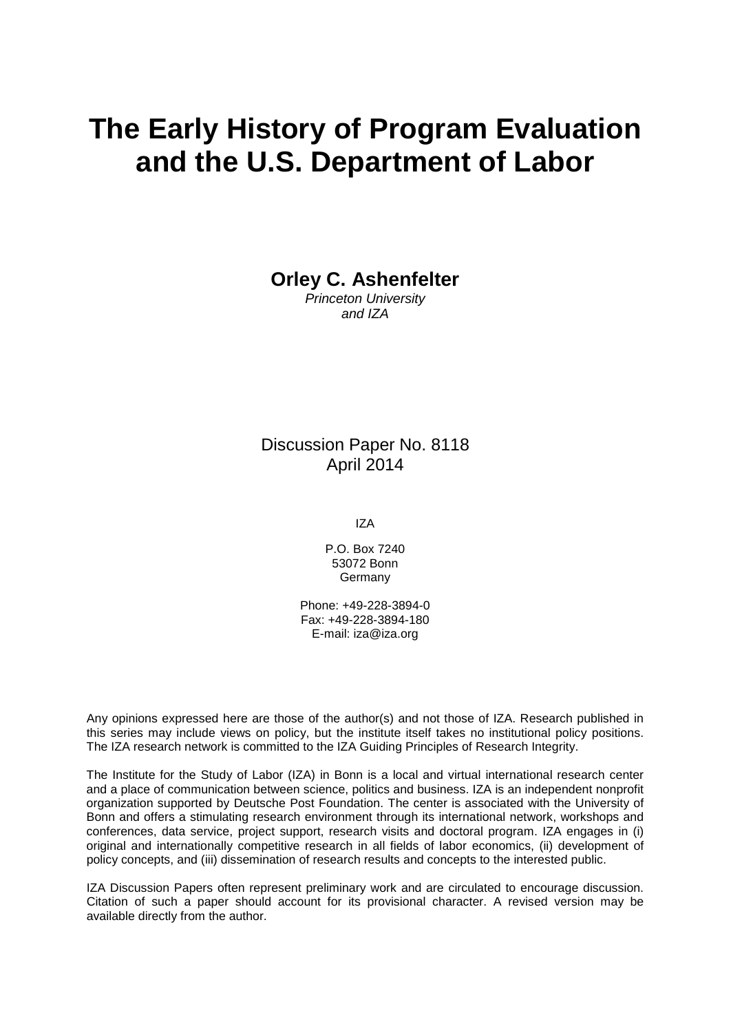# The Early History of Program Evaluation and the U.S. Department of Labor

**Orley C. Ashenfelter**
*Princeton University*
*and IZA*

Discussion Paper No. 8118
April 2014

IZA

P.O. Box 7240
53072 Bonn
Germany

Phone: +49-228-3894-0
Fax: +49-228-3894-180
E-mail: iza@iza.org

Any opinions expressed here are those of the author(s) and not those of IZA. Research published in this series may include views on policy, but the institute itself takes no institutional policy positions. The IZA research network is committed to the IZA Guiding Principles of Research Integrity.

The Institute for the Study of Labor (IZA) in Bonn is a local and virtual international research center and a place of communication between science, politics and business. IZA is an independent nonprofit organization supported by Deutsche Post Foundation. The center is associated with the University of Bonn and offers a stimulating research environment through its international network, workshops and conferences, data service, project support, research visits and doctoral program. IZA engages in (i) original and internationally competitive research in all fields of labor economics, (ii) development of policy concepts, and (iii) dissemination of research results and concepts to the interested public.

IZA Discussion Papers often represent preliminary work and are circulated to encourage discussion. Citation of such a paper should account for its provisional character. A revised version may be available directly from the author.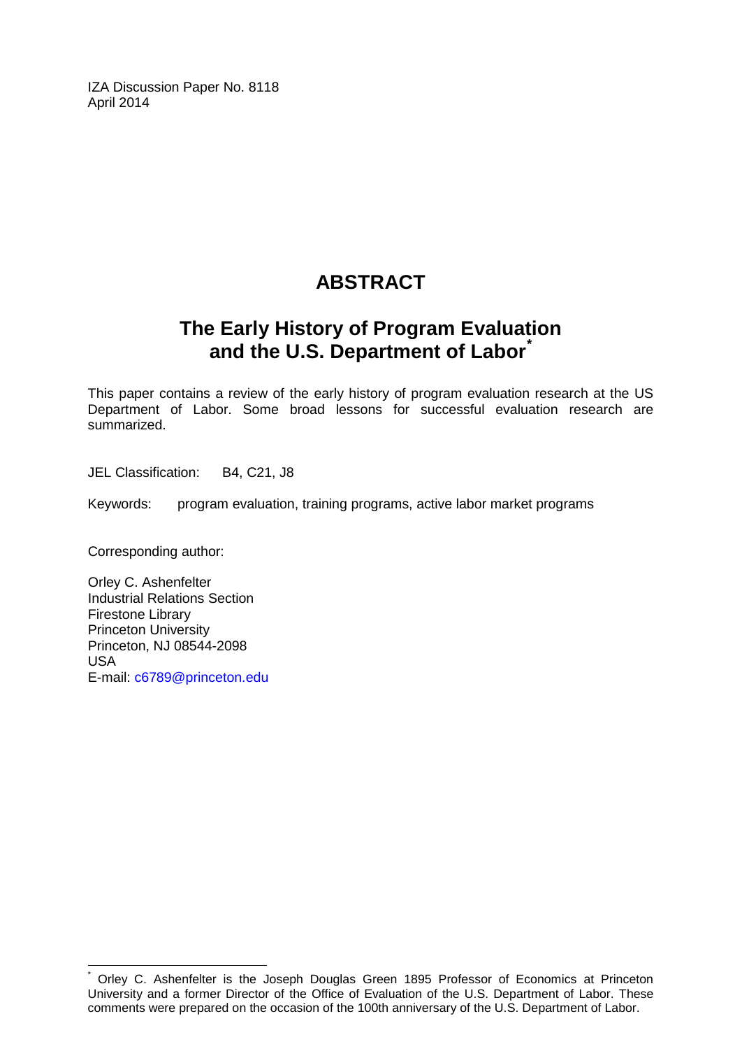IZA Discussion Paper No. 8118
April 2014

# ABSTRACT

## The Early History of Program Evaluation and the U.S. Department of Labor*

This paper contains a review of the early history of program evaluation research at the US Department of Labor. Some broad lessons for successful evaluation research are summarized.

JEL Classification: B4, C21, J8

Keywords: program evaluation, training programs, active labor market programs

Corresponding author:

Orley C. Ashenfelter
Industrial Relations Section
Firestone Library
Princeton University
Princeton, NJ 08544-2098
USA
E-mail: c6789@princeton.edu

---

* Orley C. Ashenfelter is the Joseph Douglas Green 1895 Professor of Economics at Princeton University and a former Director of the Office of Evaluation of the U.S. Department of Labor. These comments were prepared on the occasion of the 100th anniversary of the U.S. Department of Labor.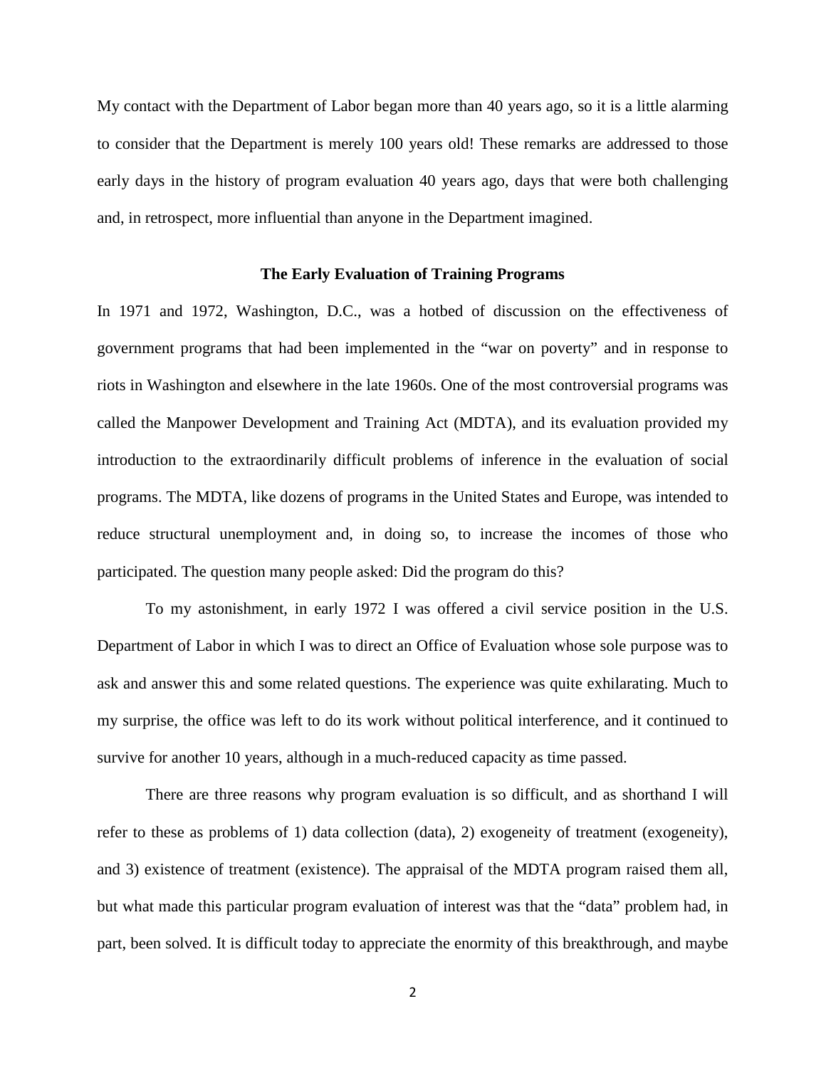My contact with the Department of Labor began more than 40 years ago, so it is a little alarming to consider that the Department is merely 100 years old! These remarks are addressed to those early days in the history of program evaluation 40 years ago, days that were both challenging and, in retrospect, more influential than anyone in the Department imagined.

## The Early Evaluation of Training Programs

In 1971 and 1972, Washington, D.C., was a hotbed of discussion on the effectiveness of government programs that had been implemented in the "war on poverty" and in response to riots in Washington and elsewhere in the late 1960s. One of the most controversial programs was called the Manpower Development and Training Act (MDTA), and its evaluation provided my introduction to the extraordinarily difficult problems of inference in the evaluation of social programs. The MDTA, like dozens of programs in the United States and Europe, was intended to reduce structural unemployment and, in doing so, to increase the incomes of those who participated. The question many people asked: Did the program do this?

To my astonishment, in early 1972 I was offered a civil service position in the U.S. Department of Labor in which I was to direct an Office of Evaluation whose sole purpose was to ask and answer this and some related questions. The experience was quite exhilarating. Much to my surprise, the office was left to do its work without political interference, and it continued to survive for another 10 years, although in a much-reduced capacity as time passed.

There are three reasons why program evaluation is so difficult, and as shorthand I will refer to these as problems of 1) data collection (data), 2) exogeneity of treatment (exogeneity), and 3) existence of treatment (existence). The appraisal of the MDTA program raised them all, but what made this particular program evaluation of interest was that the "data" problem had, in part, been solved. It is difficult today to appreciate the enormity of this breakthrough, and maybe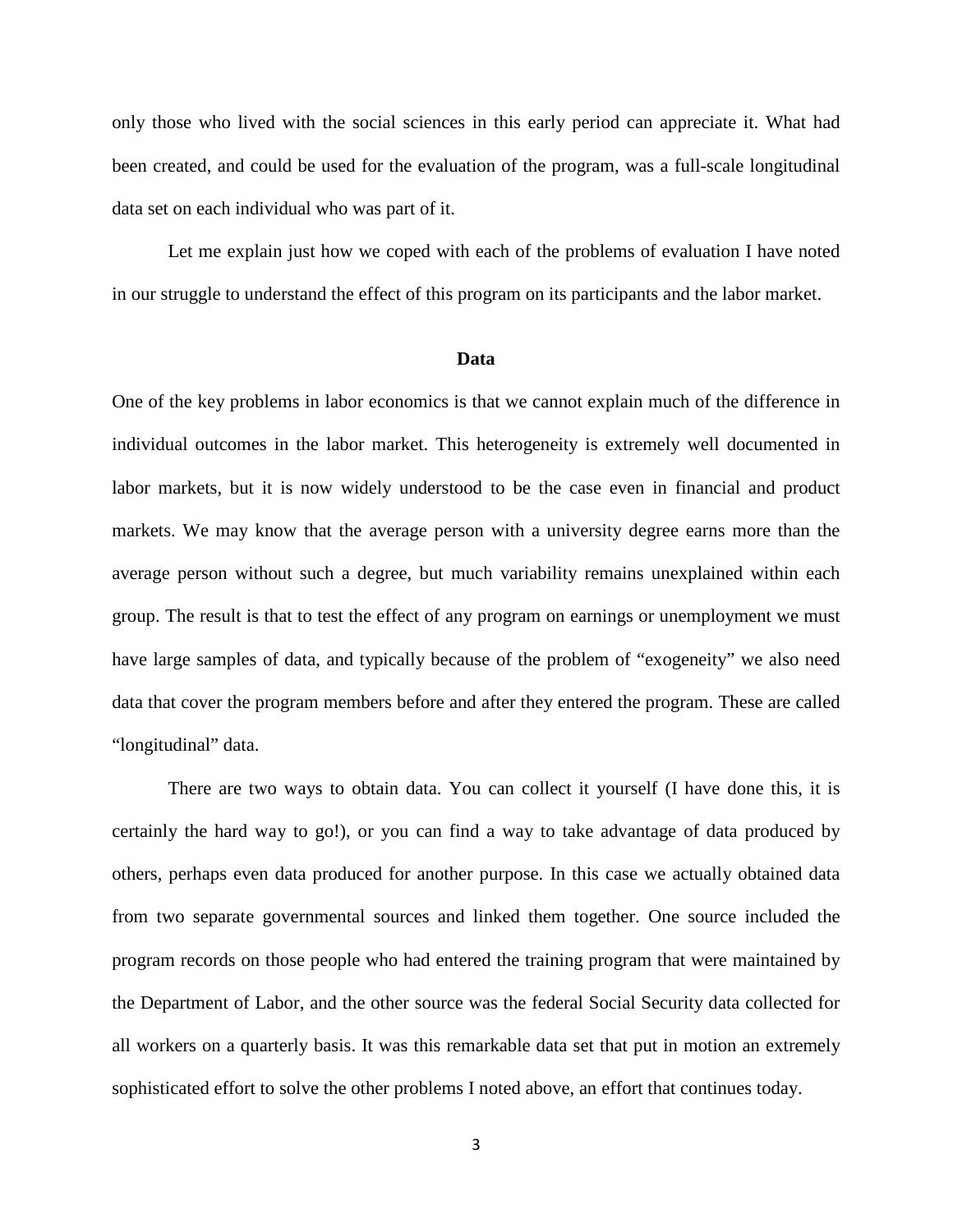only those who lived with the social sciences in this early period can appreciate it. What had been created, and could be used for the evaluation of the program, was a full-scale longitudinal data set on each individual who was part of it.

Let me explain just how we coped with each of the problems of evaluation I have noted in our struggle to understand the effect of this program on its participants and the labor market.

## Data

One of the key problems in labor economics is that we cannot explain much of the difference in individual outcomes in the labor market. This heterogeneity is extremely well documented in labor markets, but it is now widely understood to be the case even in financial and product markets. We may know that the average person with a university degree earns more than the average person without such a degree, but much variability remains unexplained within each group. The result is that to test the effect of any program on earnings or unemployment we must have large samples of data, and typically because of the problem of "exogeneity" we also need data that cover the program members before and after they entered the program. These are called "longitudinal" data.

There are two ways to obtain data. You can collect it yourself (I have done this, it is certainly the hard way to go!), or you can find a way to take advantage of data produced by others, perhaps even data produced for another purpose. In this case we actually obtained data from two separate governmental sources and linked them together. One source included the program records on those people who had entered the training program that were maintained by the Department of Labor, and the other source was the federal Social Security data collected for all workers on a quarterly basis. It was this remarkable data set that put in motion an extremely sophisticated effort to solve the other problems I noted above, an effort that continues today.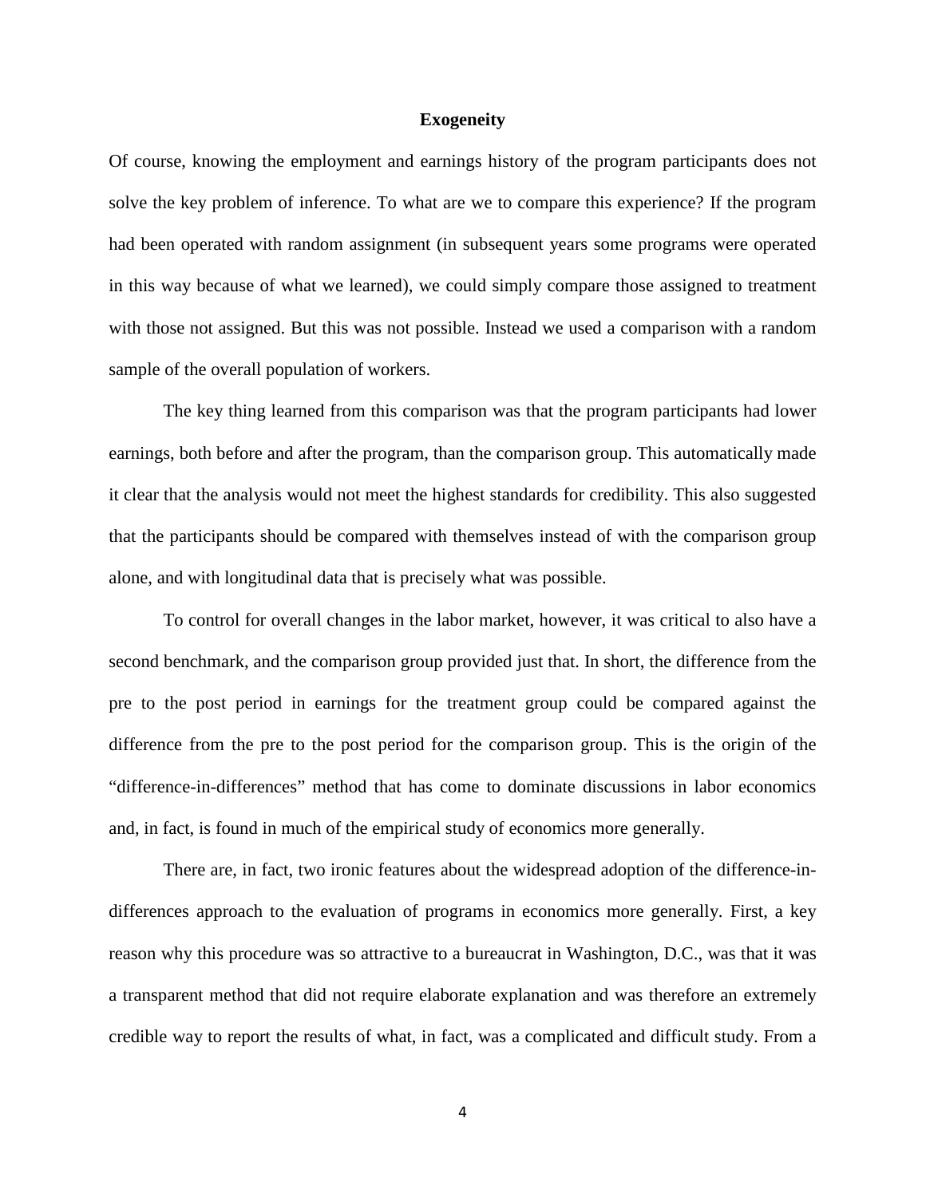## Exogeneity

Of course, knowing the employment and earnings history of the program participants does not solve the key problem of inference. To what are we to compare this experience? If the program had been operated with random assignment (in subsequent years some programs were operated in this way because of what we learned), we could simply compare those assigned to treatment with those not assigned. But this was not possible. Instead we used a comparison with a random sample of the overall population of workers.

The key thing learned from this comparison was that the program participants had lower earnings, both before and after the program, than the comparison group. This automatically made it clear that the analysis would not meet the highest standards for credibility. This also suggested that the participants should be compared with themselves instead of with the comparison group alone, and with longitudinal data that is precisely what was possible.

To control for overall changes in the labor market, however, it was critical to also have a second benchmark, and the comparison group provided just that. In short, the difference from the pre to the post period in earnings for the treatment group could be compared against the difference from the pre to the post period for the comparison group. This is the origin of the "difference-in-differences" method that has come to dominate discussions in labor economics and, in fact, is found in much of the empirical study of economics more generally.

There are, in fact, two ironic features about the widespread adoption of the difference-in-differences approach to the evaluation of programs in economics more generally. First, a key reason why this procedure was so attractive to a bureaucrat in Washington, D.C., was that it was a transparent method that did not require elaborate explanation and was therefore an extremely credible way to report the results of what, in fact, was a complicated and difficult study. From a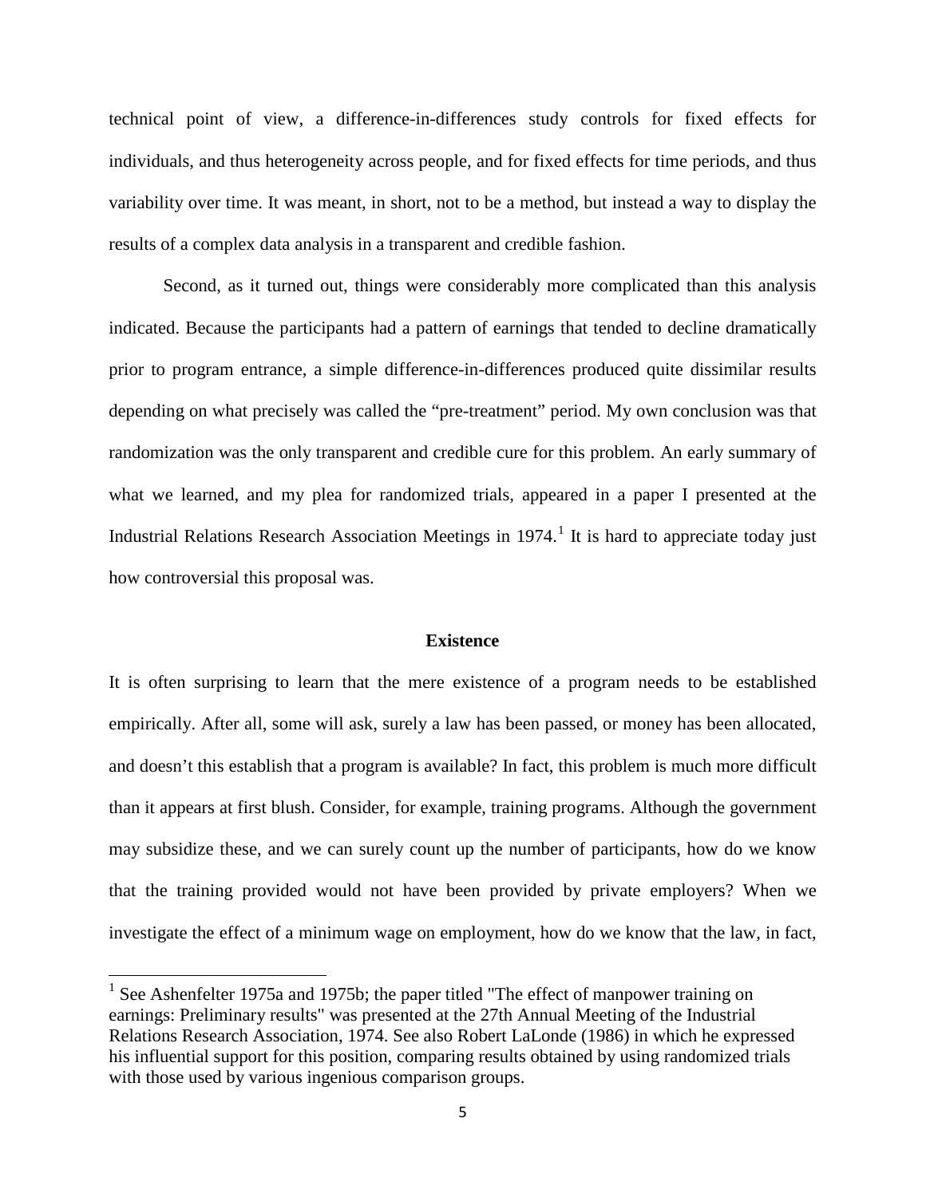technical point of view, a difference-in-differences study controls for fixed effects for individuals, and thus heterogeneity across people, and for fixed effects for time periods, and thus variability over time. It was meant, in short, not to be a method, but instead a way to display the results of a complex data analysis in a transparent and credible fashion.

Second, as it turned out, things were considerably more complicated than this analysis indicated. Because the participants had a pattern of earnings that tended to decline dramatically prior to program entrance, a simple difference-in-differences produced quite dissimilar results depending on what precisely was called the "pre-treatment" period. My own conclusion was that randomization was the only transparent and credible cure for this problem. An early summary of what we learned, and my plea for randomized trials, appeared in a paper I presented at the Industrial Relations Research Association Meetings in 1974.[1] It is hard to appreciate today just how controversial this proposal was.

### Existence

It is often surprising to learn that the mere existence of a program needs to be established empirically. After all, some will ask, surely a law has been passed, or money has been allocated, and doesn't this establish that a program is available? In fact, this problem is much more difficult than it appears at first blush. Consider, for example, training programs. Although the government may subsidize these, and we can surely count up the number of participants, how do we know that the training provided would not have been provided by private employers? When we investigate the effect of a minimum wage on employment, how do we know that the law, in fact,

---

[1] See Ashenfelter 1975a and 1975b; the paper titled "The effect of manpower training on earnings: Preliminary results" was presented at the 27th Annual Meeting of the Industrial Relations Research Association, 1974. See also Robert LaLonde (1986) in which he expressed his influential support for this position, comparing results obtained by using randomized trials with those used by various ingenious comparison groups.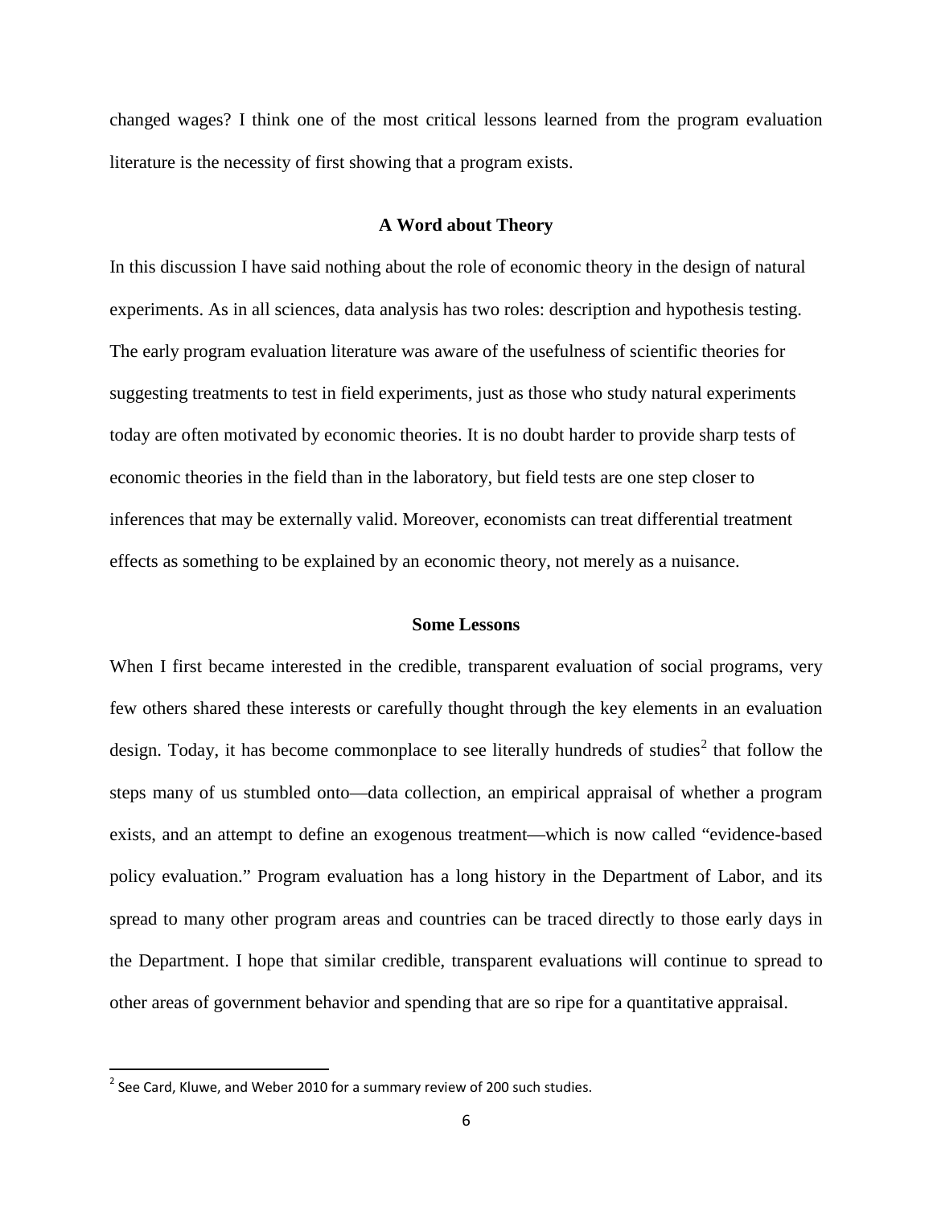changed wages? I think one of the most critical lessons learned from the program evaluation literature is the necessity of first showing that a program exists.

### A Word about Theory

In this discussion I have said nothing about the role of economic theory in the design of natural experiments. As in all sciences, data analysis has two roles: description and hypothesis testing. The early program evaluation literature was aware of the usefulness of scientific theories for suggesting treatments to test in field experiments, just as those who study natural experiments today are often motivated by economic theories. It is no doubt harder to provide sharp tests of economic theories in the field than in the laboratory, but field tests are one step closer to inferences that may be externally valid. Moreover, economists can treat differential treatment effects as something to be explained by an economic theory, not merely as a nuisance.

### Some Lessons

When I first became interested in the credible, transparent evaluation of social programs, very few others shared these interests or carefully thought through the key elements in an evaluation design. Today, it has become commonplace to see literally hundreds of studies[2] that follow the steps many of us stumbled onto—data collection, an empirical appraisal of whether a program exists, and an attempt to define an exogenous treatment—which is now called "evidence-based policy evaluation." Program evaluation has a long history in the Department of Labor, and its spread to many other program areas and countries can be traced directly to those early days in the Department. I hope that similar credible, transparent evaluations will continue to spread to other areas of government behavior and spending that are so ripe for a quantitative appraisal.

[2] See Card, Kluwe, and Weber 2010 for a summary review of 200 such studies.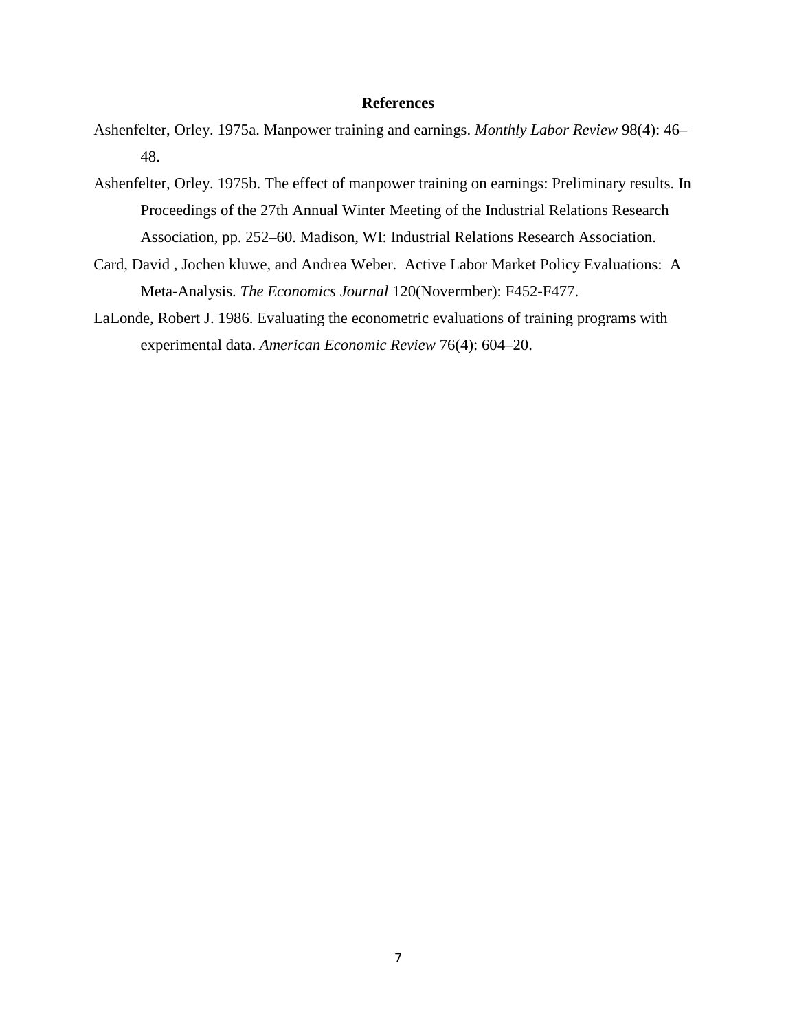# References

Ashenfelter, Orley. 1975a. Manpower training and earnings. *Monthly Labor Review* 98(4): 46–48.

Ashenfelter, Orley. 1975b. The effect of manpower training on earnings: Preliminary results. In Proceedings of the 27th Annual Winter Meeting of the Industrial Relations Research Association, pp. 252–60. Madison, WI: Industrial Relations Research Association.

Card, David , Jochen kluwe, and Andrea Weber. Active Labor Market Policy Evaluations: A Meta-Analysis. *The Economics Journal* 120(Novermber): F452-F477.

LaLonde, Robert J. 1986. Evaluating the econometric evaluations of training programs with experimental data. *American Economic Review* 76(4): 604–20.